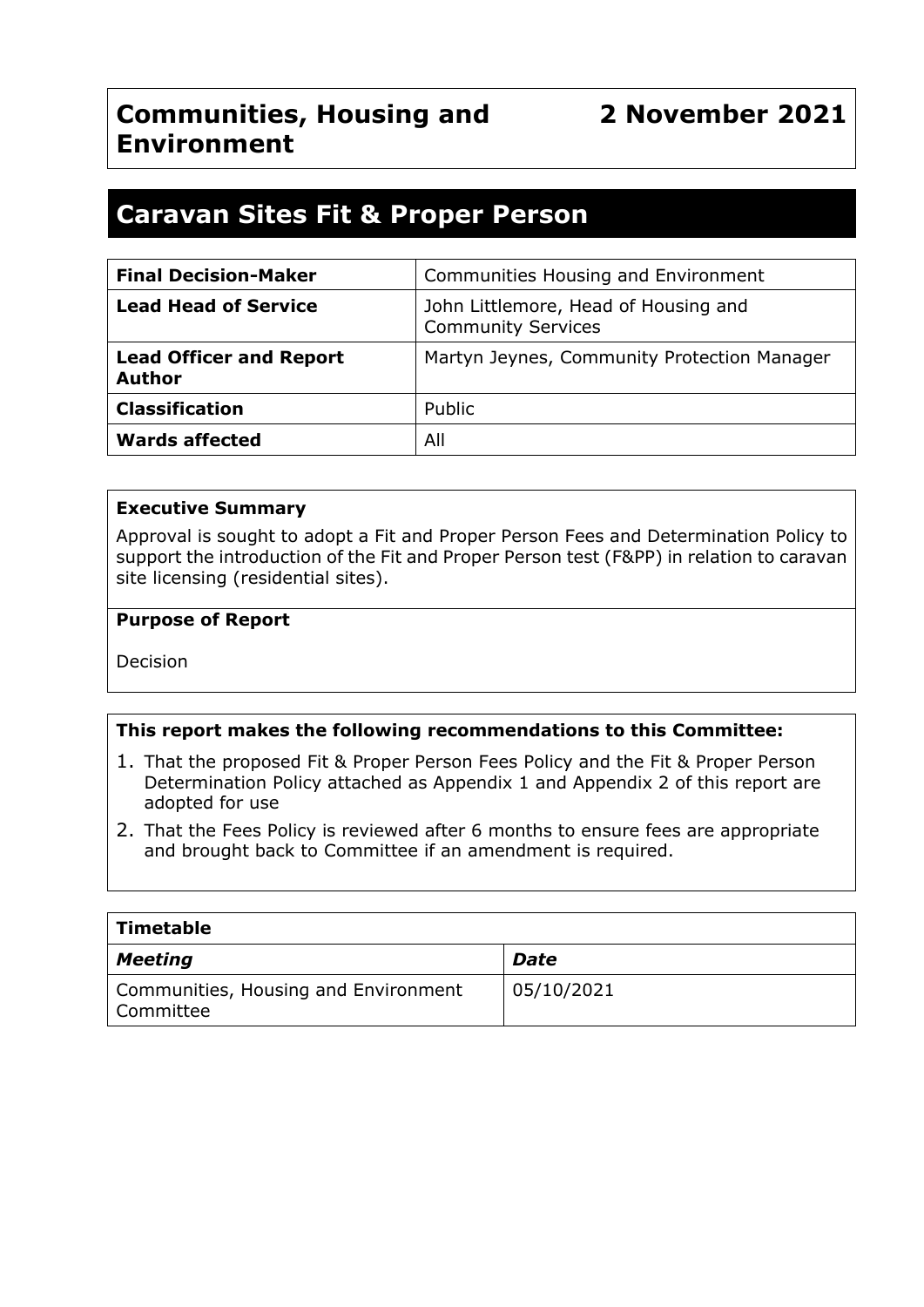# Communities, Housing and Environment

**2 November 2021**

## Caravan Sites Fit & Proper Person

| **Final Decision-Maker** | Communities Housing and Environment |
|---|---|
| **Lead Head of Service** | John Littlemore, Head of Housing and Community Services |
| **Lead Officer and Report Author** | Martyn Jeynes, Community Protection Manager |
| **Classification** | Public |
| **Wards affected** | All |

**Executive Summary**

Approval is sought to adopt a Fit and Proper Person Fees and Determination Policy to support the introduction of the Fit and Proper Person test (F&PP) in relation to caravan site licensing (residential sites).

**Purpose of Report**

Decision

**This report makes the following recommendations to this Committee:**

1. That the proposed Fit & Proper Person Fees Policy and the Fit & Proper Person Determination Policy attached as Appendix 1 and Appendix 2 of this report are adopted for use
2. That the Fees Policy is reviewed after 6 months to ensure fees are appropriate and brought back to Committee if an amendment is required.

| **Timetable** | |
|---|---|
| ***Meeting*** | ***Date*** |
| Communities, Housing and Environment Committee | 05/10/2021 |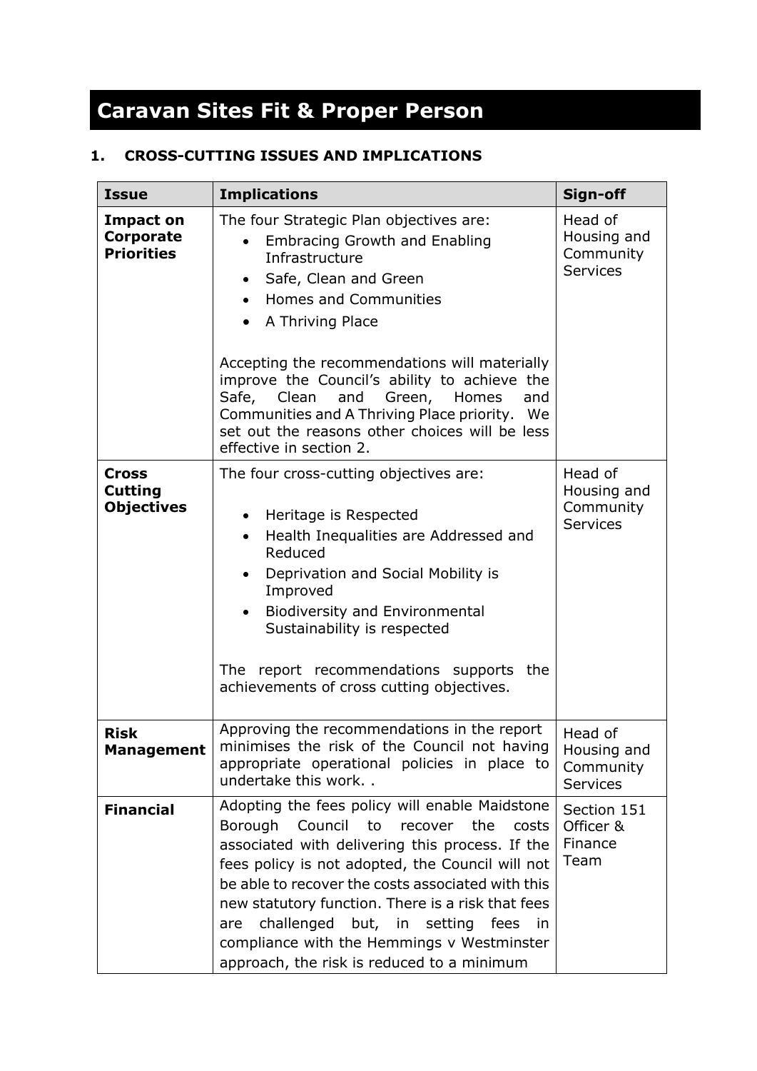# Caravan Sites Fit & Proper Person

## 1. CROSS-CUTTING ISSUES AND IMPLICATIONS

| Issue | Implications | Sign-off |
|---|---|---|
| **Impact on Corporate Priorities** | The four Strategic Plan objectives are:<br>• Embracing Growth and Enabling Infrastructure<br>• Safe, Clean and Green<br>• Homes and Communities<br>• A Thriving Place<br><br>Accepting the recommendations will materially improve the Council's ability to achieve the Safe, Clean and Green, Homes and Communities and A Thriving Place priority. We set out the reasons other choices will be less effective in section 2. | Head of Housing and Community Services |
| **Cross Cutting Objectives** | The four cross-cutting objectives are:<br><br>• Heritage is Respected<br>• Health Inequalities are Addressed and Reduced<br>• Deprivation and Social Mobility is Improved<br>• Biodiversity and Environmental Sustainability is respected<br><br>The report recommendations supports the achievements of cross cutting objectives. | Head of Housing and Community Services |
| **Risk Management** | Approving the recommendations in the report minimises the risk of the Council not having appropriate operational policies in place to undertake this work. . | Head of Housing and Community Services |
| **Financial** | Adopting the fees policy will enable Maidstone Borough Council to recover the costs associated with delivering this process. If the fees policy is not adopted, the Council will not be able to recover the costs associated with this new statutory function. There is a risk that fees are challenged but, in setting fees in compliance with the Hemmings v Westminster approach, the risk is reduced to a minimum | Section 151 Officer & Finance Team |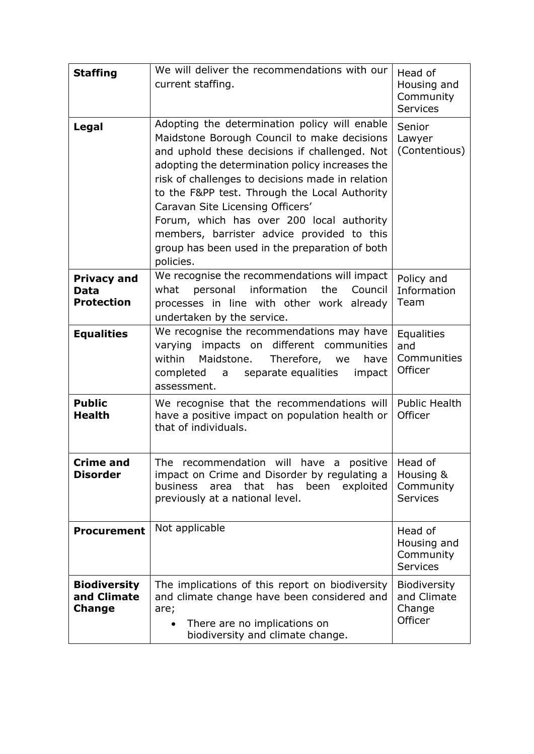| **Staffing** | We will deliver the recommendations with our current staffing. | Head of Housing and Community Services |
|---|---|---|
| **Legal** | Adopting the determination policy will enable Maidstone Borough Council to make decisions and uphold these decisions if challenged. Not adopting the determination policy increases the risk of challenges to decisions made in relation to the F&PP test. Through the Local Authority Caravan Site Licensing Officers' Forum, which has over 200 local authority members, barrister advice provided to this group has been used in the preparation of both policies. | Senior Lawyer (Contentious) |
| **Privacy and Data Protection** | We recognise the recommendations will impact what personal information the Council processes in line with other work already undertaken by the service. | Policy and Information Team |
| **Equalities** | We recognise the recommendations may have varying impacts on different communities within Maidstone. Therefore, we have completed a separate equalities impact assessment. | Equalities and Communities Officer |
| **Public Health** | We recognise that the recommendations will have a positive impact on population health or that of individuals. | Public Health Officer |
| **Crime and Disorder** | The recommendation will have a positive impact on Crime and Disorder by regulating a business area that has been exploited previously at a national level. | Head of Housing & Community Services |
| **Procurement** | Not applicable | Head of Housing and Community Services |
| **Biodiversity and Climate Change** | The implications of this report on biodiversity and climate change have been considered and are;<br>• There are no implications on biodiversity and climate change. | Biodiversity and Climate Change Officer |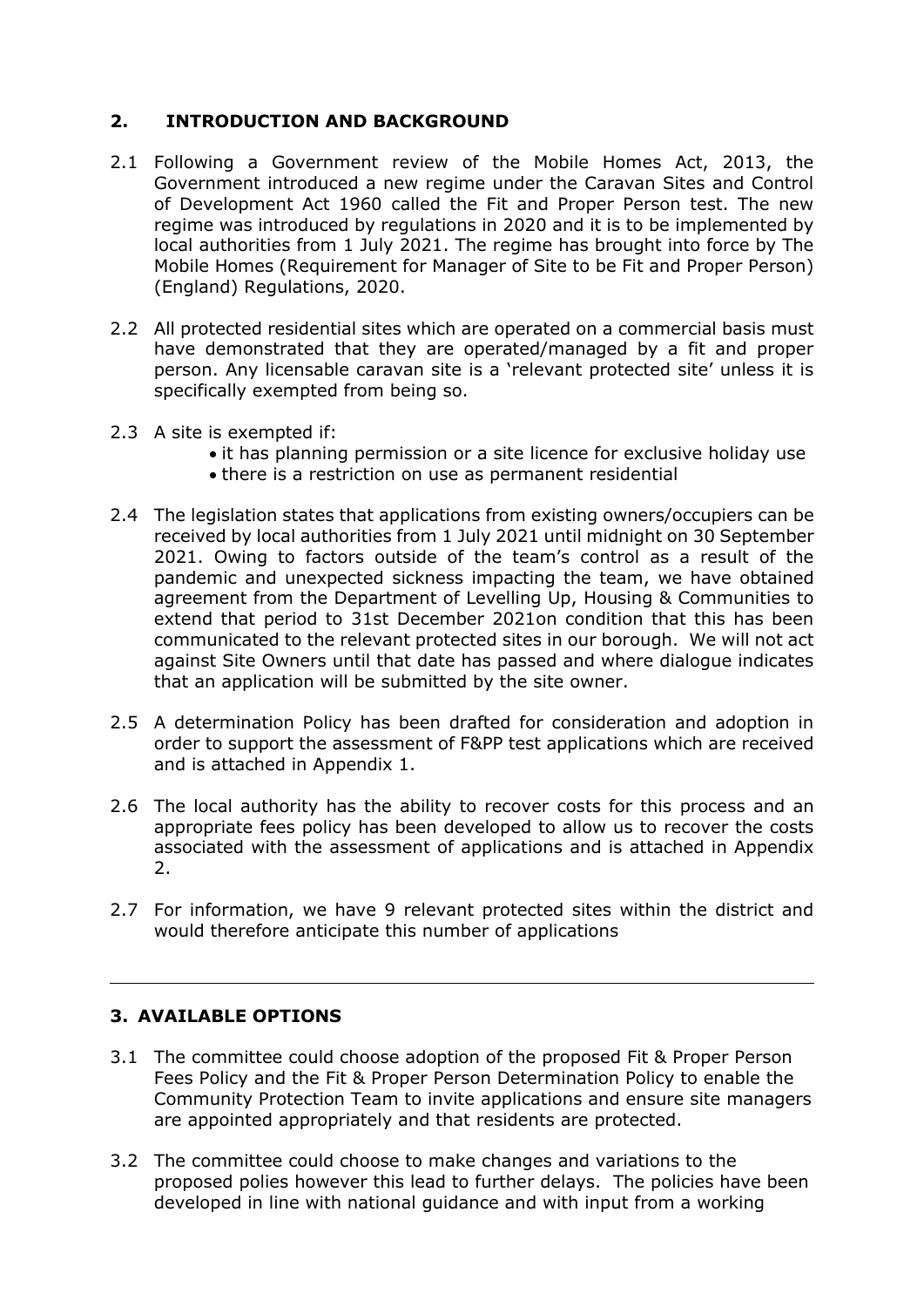## 2. INTRODUCTION AND BACKGROUND

2.1 Following a Government review of the Mobile Homes Act, 2013, the Government introduced a new regime under the Caravan Sites and Control of Development Act 1960 called the Fit and Proper Person test. The new regime was introduced by regulations in 2020 and it is to be implemented by local authorities from 1 July 2021. The regime has brought into force by The Mobile Homes (Requirement for Manager of Site to be Fit and Proper Person) (England) Regulations, 2020.

2.2 All protected residential sites which are operated on a commercial basis must have demonstrated that they are operated/managed by a fit and proper person. Any licensable caravan site is a 'relevant protected site' unless it is specifically exempted from being so.

2.3 A site is exempted if:
- it has planning permission or a site licence for exclusive holiday use
- there is a restriction on use as permanent residential

2.4 The legislation states that applications from existing owners/occupiers can be received by local authorities from 1 July 2021 until midnight on 30 September 2021. Owing to factors outside of the team's control as a result of the pandemic and unexpected sickness impacting the team, we have obtained agreement from the Department of Levelling Up, Housing & Communities to extend that period to 31st December 2021on condition that this has been communicated to the relevant protected sites in our borough. We will not act against Site Owners until that date has passed and where dialogue indicates that an application will be submitted by the site owner.

2.5 A determination Policy has been drafted for consideration and adoption in order to support the assessment of F&PP test applications which are received and is attached in Appendix 1.

2.6 The local authority has the ability to recover costs for this process and an appropriate fees policy has been developed to allow us to recover the costs associated with the assessment of applications and is attached in Appendix 2.

2.7 For information, we have 9 relevant protected sites within the district and would therefore anticipate this number of applications

---

## 3. AVAILABLE OPTIONS

3.1 The committee could choose adoption of the proposed Fit & Proper Person Fees Policy and the Fit & Proper Person Determination Policy to enable the Community Protection Team to invite applications and ensure site managers are appointed appropriately and that residents are protected.

3.2 The committee could choose to make changes and variations to the proposed polies however this lead to further delays. The policies have been developed in line with national guidance and with input from a working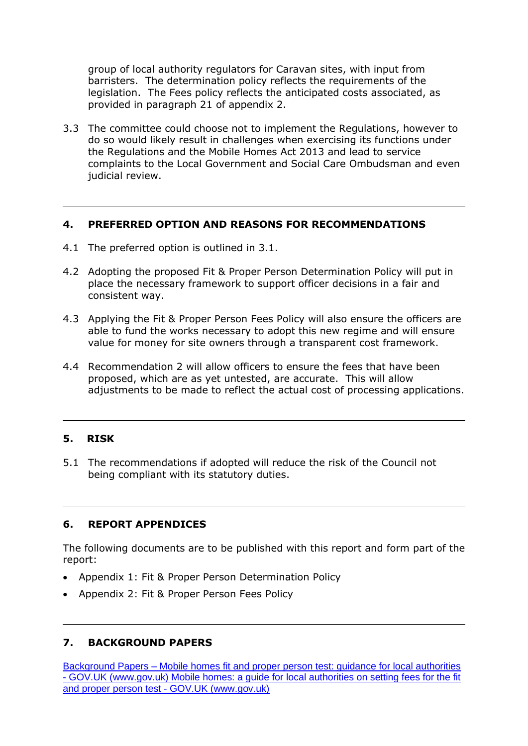group of local authority regulators for Caravan sites, with input from barristers. The determination policy reflects the requirements of the legislation. The Fees policy reflects the anticipated costs associated, as provided in paragraph 21 of appendix 2.

3.3 The committee could choose not to implement the Regulations, however to do so would likely result in challenges when exercising its functions under the Regulations and the Mobile Homes Act 2013 and lead to service complaints to the Local Government and Social Care Ombudsman and even judicial review.

---

## 4. PREFERRED OPTION AND REASONS FOR RECOMMENDATIONS

4.1 The preferred option is outlined in 3.1.

4.2 Adopting the proposed Fit & Proper Person Determination Policy will put in place the necessary framework to support officer decisions in a fair and consistent way.

4.3 Applying the Fit & Proper Person Fees Policy will also ensure the officers are able to fund the works necessary to adopt this new regime and will ensure value for money for site owners through a transparent cost framework.

4.4 Recommendation 2 will allow officers to ensure the fees that have been proposed, which are as yet untested, are accurate. This will allow adjustments to be made to reflect the actual cost of processing applications.

---

## 5. RISK

5.1 The recommendations if adopted will reduce the risk of the Council not being compliant with its statutory duties.

---

## 6. REPORT APPENDICES

The following documents are to be published with this report and form part of the report:

- Appendix 1: Fit & Proper Person Determination Policy
- Appendix 2: Fit & Proper Person Fees Policy

---

## 7. BACKGROUND PAPERS

Background Papers – Mobile homes fit and proper person test: guidance for local authorities - GOV.UK (www.gov.uk) Mobile homes: a guide for local authorities on setting fees for the fit and proper person test - GOV.UK (www.gov.uk)